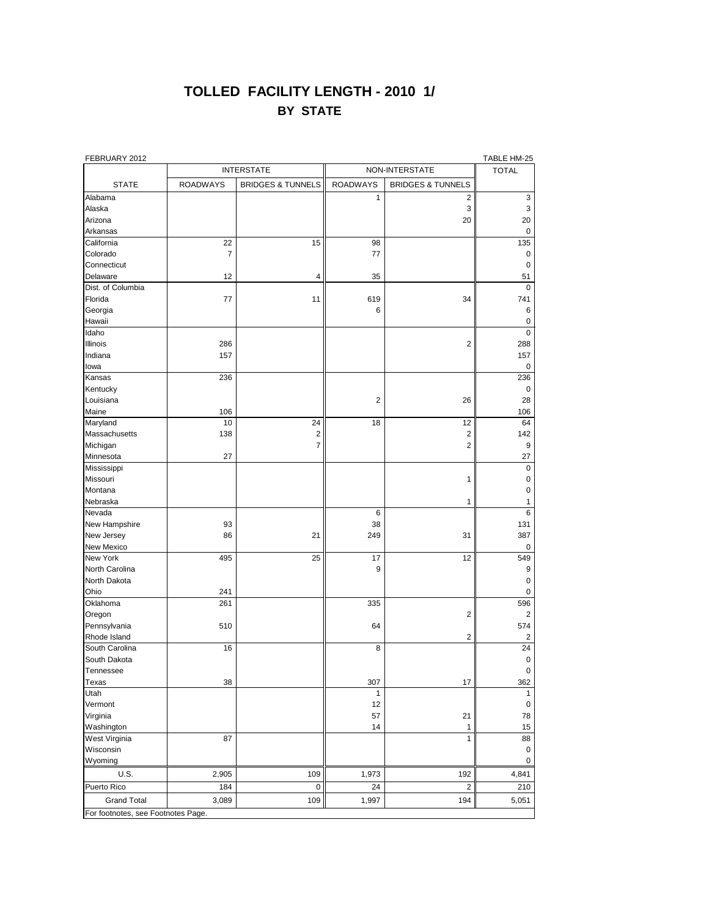# TOLLED FACILITY LENGTH - 2010 1/

## BY STATE

FEBRUARY 2012 TABLE HM-25

| | INTERSTATE | | NON-INTERSTATE | | TOTAL |
|---|---|---|---|---|---|
| STATE | ROADWAYS | BRIDGES & TUNNELS | ROADWAYS | BRIDGES & TUNNELS | |
| Alabama | | | 1 | 2 | 3 |
| Alaska | | | | 3 | 3 |
| Arizona | | | | 20 | 20 |
| Arkansas | | | | | 0 |
| California | 22 | 15 | 98 | | 135 |
| Colorado | 7 | | 77 | | 0 |
| Connecticut | | | | | 0 |
| Delaware | 12 | 4 | 35 | | 51 |
| Dist. of Columbia | | | | | 0 |
| Florida | 77 | 11 | 619 | 34 | 741 |
| Georgia | | | 6 | | 6 |
| Hawaii | | | | | 0 |
| Idaho | | | | | 0 |
| Illinois | 286 | | | 2 | 288 |
| Indiana | 157 | | | | 157 |
| Iowa | | | | | 0 |
| Kansas | 236 | | | | 236 |
| Kentucky | | | | | 0 |
| Louisiana | | | 2 | 26 | 28 |
| Maine | 106 | | | | 106 |
| Maryland | 10 | 24 | 18 | 12 | 64 |
| Massachusetts | 138 | 2 | | 2 | 142 |
| Michigan | | 7 | | 2 | 9 |
| Minnesota | 27 | | | | 27 |
| Mississippi | | | | | 0 |
| Missouri | | | | 1 | 0 |
| Montana | | | | | 0 |
| Nebraska | | | | 1 | 1 |
| Nevada | | | 6 | | 6 |
| New Hampshire | 93 | | 38 | | 131 |
| New Jersey | 86 | 21 | 249 | 31 | 387 |
| New Mexico | | | | | 0 |
| New York | 495 | 25 | 17 | 12 | 549 |
| North Carolina | | | 9 | | 9 |
| North Dakota | | | | | 0 |
| Ohio | 241 | | | | 0 |
| Oklahoma | 261 | | 335 | | 596 |
| Oregon | | | | 2 | 2 |
| Pennsylvania | 510 | | 64 | | 574 |
| Rhode Island | | | | 2 | 2 |
| South Carolina | 16 | | 8 | | 24 |
| South Dakota | | | | | 0 |
| Tennessee | | | | | 0 |
| Texas | 38 | | 307 | 17 | 362 |
| Utah | | | 1 | | 1 |
| Vermont | | | 12 | | 0 |
| Virginia | | | 57 | 21 | 78 |
| Washington | | | 14 | 1 | 15 |
| West Virginia | 87 | | | 1 | 88 |
| Wisconsin | | | | | 0 |
| Wyoming | | | | | 0 |
| U.S. | 2,905 | 109 | 1,973 | 192 | 4,841 |
| Puerto Rico | 184 | 0 | 24 | 2 | 210 |
| Grand Total | 3,089 | 109 | 1,997 | 194 | 5,051 |

For footnotes, see Footnotes Page.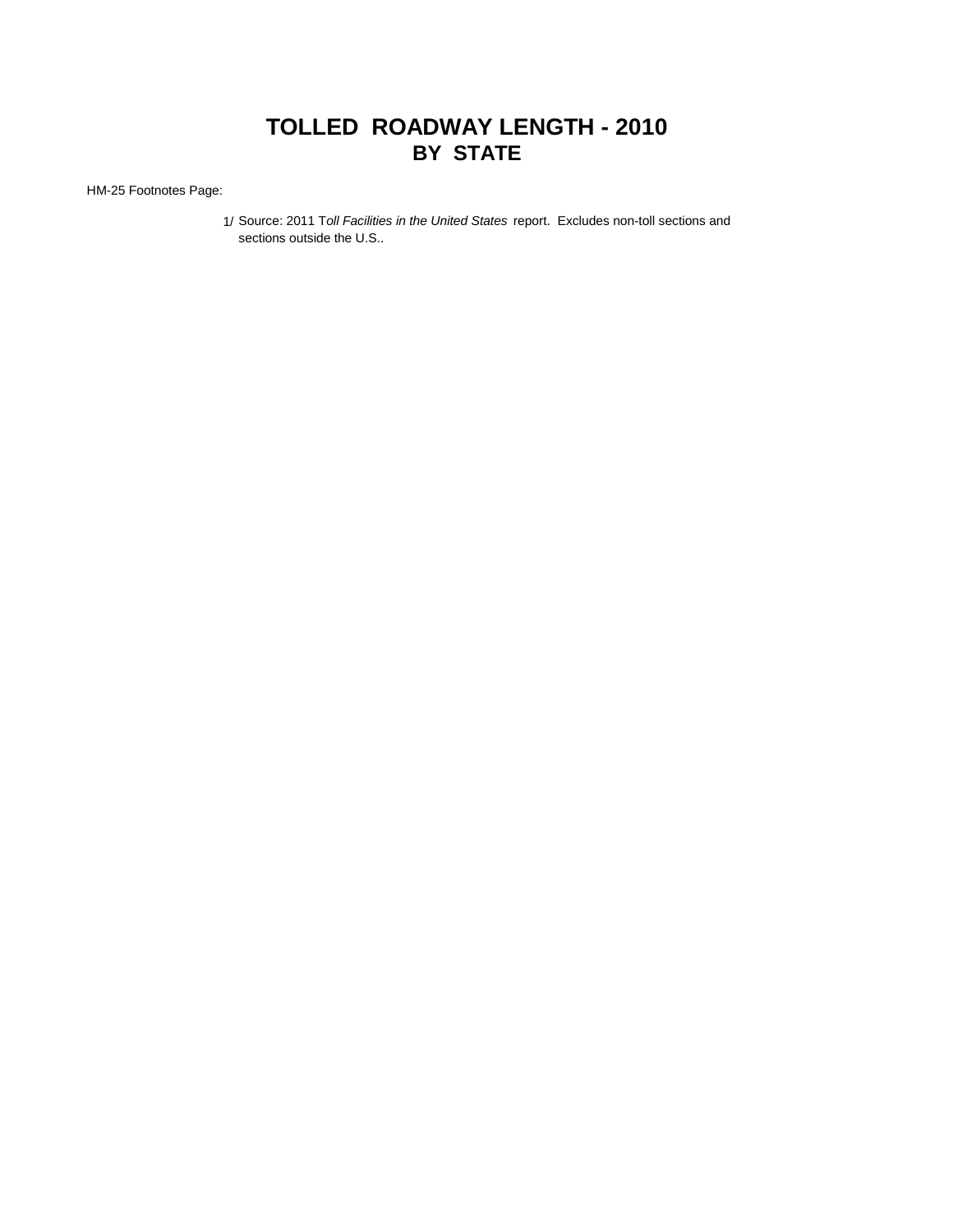# TOLLED ROADWAY LENGTH - 2010
## BY STATE

HM-25 Footnotes Page:

1/ Source: 2011 T*oll Facilities in the United States* report. Excludes non-toll sections and sections outside the U.S..